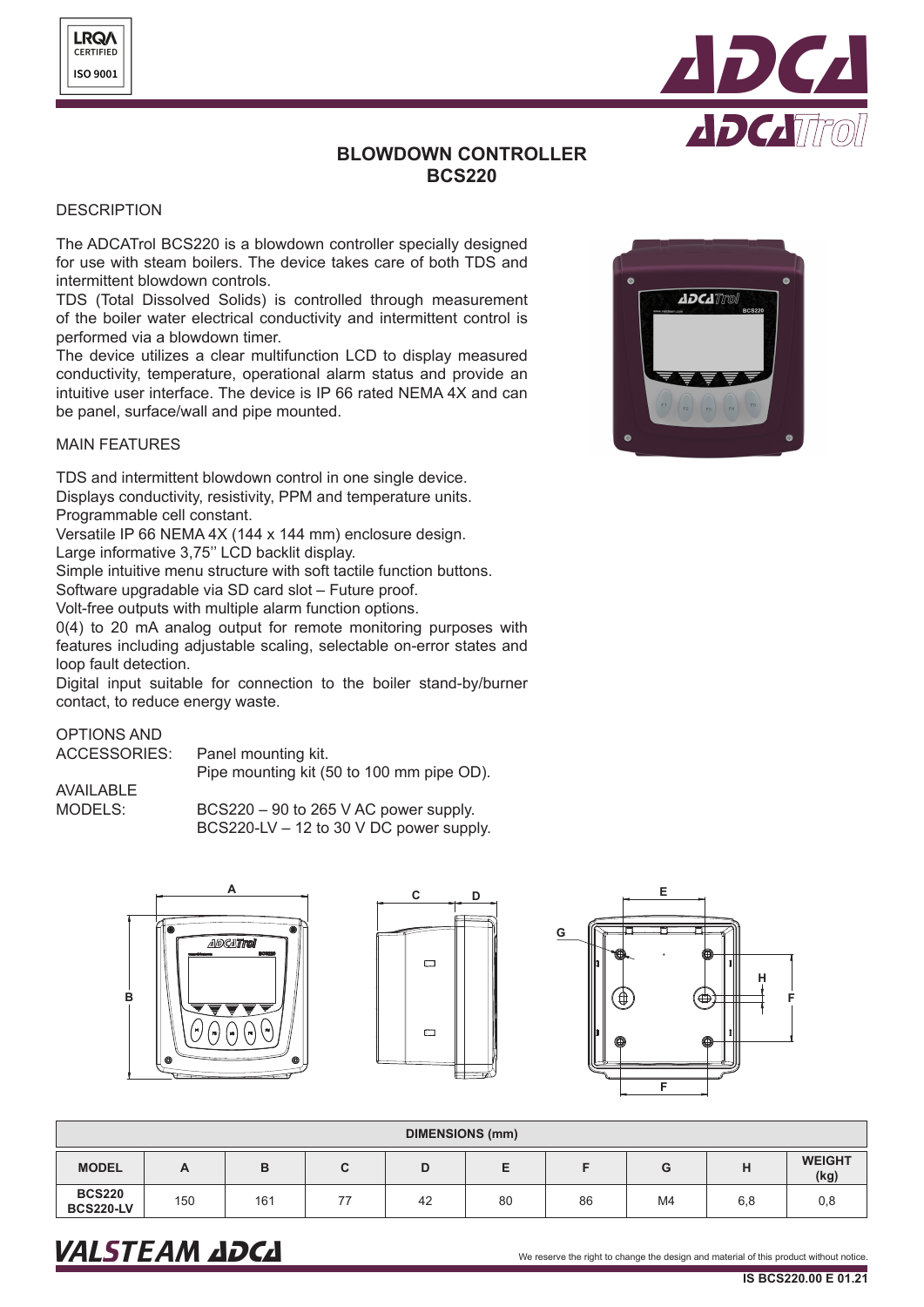# BLOWDOWN CONTROLLER
# BCS220

## DESCRIPTION

The ADCATrol BCS220 is a blowdown controller specially designed for use with steam boilers. The device takes care of both TDS and intermittent blowdown controls.
TDS (Total Dissolved Solids) is controlled through measurement of the boiler water electrical conductivity and intermittent control is performed via a blowdown timer.
The device utilizes a clear multifunction LCD to display measured conductivity, temperature, operational alarm status and provide an intuitive user interface. The device is IP 66 rated NEMA 4X and can be panel, surface/wall and pipe mounted.

## MAIN FEATURES

TDS and intermittent blowdown control in one single device.
Displays conductivity, resistivity, PPM and temperature units.
Programmable cell constant.
Versatile IP 66 NEMA 4X (144 x 144 mm) enclosure design.
Large informative 3,75'' LCD backlit display.
Simple intuitive menu structure with soft tactile function buttons.
Software upgradable via SD card slot – Future proof.
Volt-free outputs with multiple alarm function options.
0(4) to 20 mA analog output for remote monitoring purposes with features including adjustable scaling, selectable on-error states and loop fault detection.
Digital input suitable for connection to the boiler stand-by/burner contact, to reduce energy waste.

OPTIONS AND ACCESSORIES: Panel mounting kit.
Pipe mounting kit (50 to 100 mm pipe OD).

AVAILABLE MODELS: BCS220 – 90 to 265 V AC power supply.
BCS220-LV – 12 to 30 V DC power supply.

| DIMENSIONS (mm) | | | | | | | | | |
|---|---|---|---|---|---|---|---|---|---|
| MODEL | A | B | C | D | E | F | G | H | WEIGHT (kg) |
| BCS220 BCS220-LV | 150 | 161 | 77 | 42 | 80 | 86 | M4 | 6,8 | 0,8 |

We reserve the right to change the design and material of this product without notice.

IS BCS220.00 E 01.21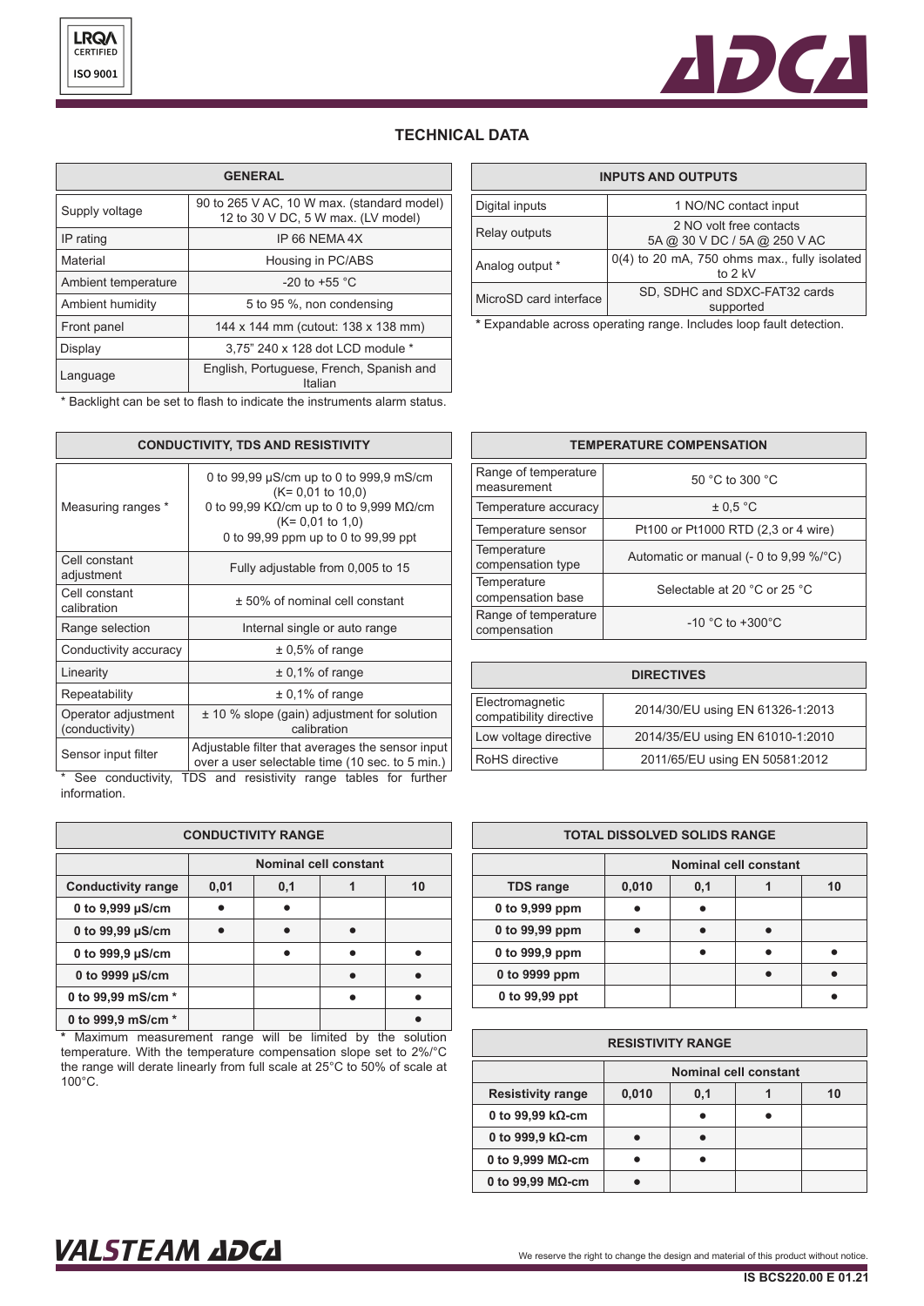## TECHNICAL DATA

| GENERAL | |
|---|---|
| Supply voltage | 90 to 265 V AC, 10 W max. (standard model)<br>12 to 30 V DC, 5 W max. (LV model) |
| IP rating | IP 66 NEMA 4X |
| Material | Housing in PC/ABS |
| Ambient temperature | -20 to +55 °C |
| Ambient humidity | 5 to 95 %, non condensing |
| Front panel | 144 x 144 mm (cutout: 138 x 138 mm) |
| Display | 3,75" 240 x 128 dot LCD module * |
| Language | English, Portuguese, French, Spanish and Italian |

* Backlight can be set to flash to indicate the instruments alarm status.

| INPUTS AND OUTPUTS | |
|---|---|
| Digital inputs | 1 NO/NC contact input |
| Relay outputs | 2 NO volt free contacts<br>5A @ 30 V DC / 5A @ 250 V AC |
| Analog output * | 0(4) to 20 mA, 750 ohms max., fully isolated to 2 kV |
| MicroSD card interface | SD, SDHC and SDXC-FAT32 cards supported |

* Expandable across operating range. Includes loop fault detection.

| CONDUCTIVITY, TDS AND RESISTIVITY | |
|---|---|
| Measuring ranges * | 0 to 99,99 µS/cm up to 0 to 999,9 mS/cm<br>(K= 0,01 to 10,0)<br>0 to 99,99 KΩ/cm up to 0 to 9,999 MΩ/cm<br>(K= 0,01 to 1,0)<br>0 to 99,99 ppm up to 0 to 99,99 ppt |
| Cell constant adjustment | Fully adjustable from 0,005 to 15 |
| Cell constant calibration | ± 50% of nominal cell constant |
| Range selection | Internal single or auto range |
| Conductivity accuracy | ± 0,5% of range |
| Linearity | ± 0,1% of range |
| Repeatability | ± 0,1% of range |
| Operator adjustment (conductivity) | ± 10 % slope (gain) adjustment for solution calibration |
| Sensor input filter | Adjustable filter that averages the sensor input over a user selectable time (10 sec. to 5 min.) |

* See conductivity, TDS and resistivity range tables for further information.

| TEMPERATURE COMPENSATION | |
|---|---|
| Range of temperature measurement | 50 °C to 300 °C |
| Temperature accuracy | ± 0,5 °C |
| Temperature sensor | Pt100 or Pt1000 RTD (2,3 or 4 wire) |
| Temperature compensation type | Automatic or manual (- 0 to 9,99 %/°C) |
| Temperature compensation base | Selectable at 20 °C or 25 °C |
| Range of temperature compensation | -10 °C to +300°C |

| DIRECTIVES | |
|---|---|
| Electromagnetic compatibility directive | 2014/30/EU using EN 61326-1:2013 |
| Low voltage directive | 2014/35/EU using EN 61010-1:2010 |
| RoHS directive | 2011/65/EU using EN 50581:2012 |

### CONDUCTIVITY RANGE

| | Nominal cell constant | | | |
|---|---|---|---|---|
| **Conductivity range** | **0,01** | **0,1** | **1** | **10** |
| **0 to 9,999 µS/cm** | ● | ● | | |
| **0 to 99,99 µS/cm** | ● | ● | ● | |
| **0 to 999,9 µS/cm** | | ● | ● | ● |
| **0 to 9999 µS/cm** | | | ● | ● |
| **0 to 99,99 mS/cm *** | | | ● | ● |
| **0 to 999,9 mS/cm *** | | | | ● |

* Maximum measurement range will be limited by the solution temperature. With the temperature compensation slope set to 2%/°C the range will derate linearly from full scale at 25°C to 50% of scale at 100°C.

### TOTAL DISSOLVED SOLIDS RANGE

| | Nominal cell constant | | | |
|---|---|---|---|---|
| **TDS range** | **0,010** | **0,1** | **1** | **10** |
| **0 to 9,999 ppm** | ● | ● | | |
| **0 to 99,99 ppm** | ● | ● | ● | |
| **0 to 999,9 ppm** | | ● | ● | ● |
| **0 to 9999 ppm** | | | ● | ● |
| **0 to 99,99 ppt** | | | | ● |

### RESISTIVITY RANGE

| | Nominal cell constant | | | |
|---|---|---|---|---|
| **Resistivity range** | **0,010** | **0,1** | **1** | **10** |
| **0 to 99,99 kΩ-cm** | | ● | ● | |
| **0 to 999,9 kΩ-cm** | ● | ● | | |
| **0 to 9,999 MΩ-cm** | ● | ● | | |
| **0 to 99,99 MΩ-cm** | ● | | | |

We reserve the right to change the design and material of this product without notice.

IS BCS220.00 E 01.21